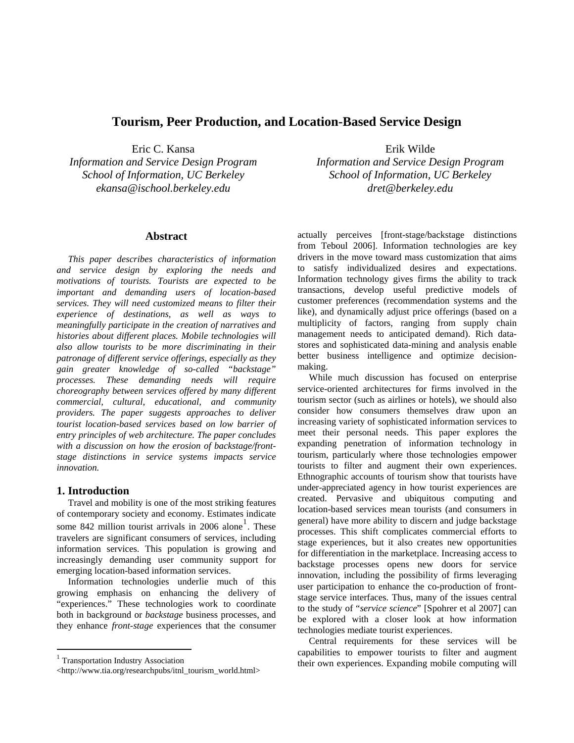# Tourism, Peer Production, and Location-Based Service Design

Eric C. Kansa
*Information and Service Design Program*
*School of Information, UC Berkeley*
*ekansa@ischool.berkeley.edu*

Erik Wilde
*Information and Service Design Program*
*School of Information, UC Berkeley*
*dret@berkeley.edu*

## Abstract

*This paper describes characteristics of information and service design by exploring the needs and motivations of tourists. Tourists are expected to be important and demanding users of location-based services. They will need customized means to filter their experience of destinations, as well as ways to meaningfully participate in the creation of narratives and histories about different places. Mobile technologies will also allow tourists to be more discriminating in their patronage of different service offerings, especially as they gain greater knowledge of so-called "backstage" processes. These demanding needs will require choreography between services offered by many different commercial, cultural, educational, and community providers. The paper suggests approaches to deliver tourist location-based services based on low barrier of entry principles of web architecture. The paper concludes with a discussion on how the erosion of backstage/front-stage distinctions in service systems impacts service innovation.*

## 1. Introduction

Travel and mobility is one of the most striking features of contemporary society and economy. Estimates indicate some 842 million tourist arrivals in 2006 alone[1]. These travelers are significant consumers of services, including information services. This population is growing and increasingly demanding user community support for emerging location-based information services.

Information technologies underlie much of this growing emphasis on enhancing the delivery of "experiences." These technologies work to coordinate both in background or *backstage* business processes, and they enhance *front-stage* experiences that the consumer actually perceives [front-stage/backstage distinctions from Teboul 2006]. Information technologies are key drivers in the move toward mass customization that aims to satisfy individualized desires and expectations. Information technology gives firms the ability to track transactions, develop useful predictive models of customer preferences (recommendation systems and the like), and dynamically adjust price offerings (based on a multiplicity of factors, ranging from supply chain management needs to anticipated demand). Rich data-stores and sophisticated data-mining and analysis enable better business intelligence and optimize decision-making.

While much discussion has focused on enterprise service-oriented architectures for firms involved in the tourism sector (such as airlines or hotels), we should also consider how consumers themselves draw upon an increasing variety of sophisticated information services to meet their personal needs. This paper explores the expanding penetration of information technology in tourism, particularly where those technologies empower tourists to filter and augment their own experiences. Ethnographic accounts of tourism show that tourists have under-appreciated agency in how tourist experiences are created. Pervasive and ubiquitous computing and location-based services mean tourists (and consumers in general) have more ability to discern and judge backstage processes. This shift complicates commercial efforts to stage experiences, but it also creates new opportunities for differentiation in the marketplace. Increasing access to backstage processes opens new doors for service innovation, including the possibility of firms leveraging user participation to enhance the co-production of front-stage service interfaces. Thus, many of the issues central to the study of "*service science*" [Spohrer et al 2007] can be explored with a closer look at how information technologies mediate tourist experiences.

Central requirements for these services will be capabilities to empower tourists to filter and augment their own experiences. Expanding mobile computing will

[1] Transportation Industry Association <http://www.tia.org/researchpubs/itnl_tourism_world.html>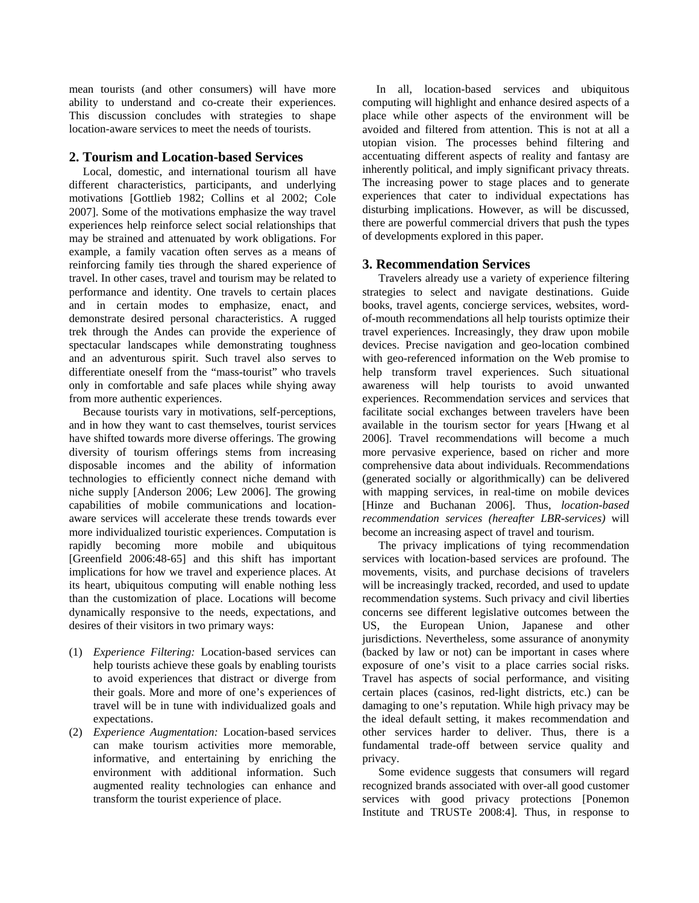mean tourists (and other consumers) will have more ability to understand and co-create their experiences. This discussion concludes with strategies to shape location-aware services to meet the needs of tourists.

## 2. Tourism and Location-based Services

Local, domestic, and international tourism all have different characteristics, participants, and underlying motivations [Gottlieb 1982; Collins et al 2002; Cole 2007]. Some of the motivations emphasize the way travel experiences help reinforce select social relationships that may be strained and attenuated by work obligations. For example, a family vacation often serves as a means of reinforcing family ties through the shared experience of travel. In other cases, travel and tourism may be related to performance and identity. One travels to certain places and in certain modes to emphasize, enact, and demonstrate desired personal characteristics. A rugged trek through the Andes can provide the experience of spectacular landscapes while demonstrating toughness and an adventurous spirit. Such travel also serves to differentiate oneself from the "mass-tourist" who travels only in comfortable and safe places while shying away from more authentic experiences.

Because tourists vary in motivations, self-perceptions, and in how they want to cast themselves, tourist services have shifted towards more diverse offerings. The growing diversity of tourism offerings stems from increasing disposable incomes and the ability of information technologies to efficiently connect niche demand with niche supply [Anderson 2006; Lew 2006]. The growing capabilities of mobile communications and location-aware services will accelerate these trends towards ever more individualized touristic experiences. Computation is rapidly becoming more mobile and ubiquitous [Greenfield 2006:48-65] and this shift has important implications for how we travel and experience places. At its heart, ubiquitous computing will enable nothing less than the customization of place. Locations will become dynamically responsive to the needs, expectations, and desires of their visitors in two primary ways:

(1) *Experience Filtering:* Location-based services can help tourists achieve these goals by enabling tourists to avoid experiences that distract or diverge from their goals. More and more of one's experiences of travel will be in tune with individualized goals and expectations.

(2) *Experience Augmentation:* Location-based services can make tourism activities more memorable, informative, and entertaining by enriching the environment with additional information. Such augmented reality technologies can enhance and transform the tourist experience of place.

In all, location-based services and ubiquitous computing will highlight and enhance desired aspects of a place while other aspects of the environment will be avoided and filtered from attention. This is not at all a utopian vision. The processes behind filtering and accentuating different aspects of reality and fantasy are inherently political, and imply significant privacy threats. The increasing power to stage places and to generate experiences that cater to individual expectations has disturbing implications. However, as will be discussed, there are powerful commercial drivers that push the types of developments explored in this paper.

## 3. Recommendation Services

Travelers already use a variety of experience filtering strategies to select and navigate destinations. Guide books, travel agents, concierge services, websites, word-of-mouth recommendations all help tourists optimize their travel experiences. Increasingly, they draw upon mobile devices. Precise navigation and geo-location combined with geo-referenced information on the Web promise to help transform travel experiences. Such situational awareness will help tourists to avoid unwanted experiences. Recommendation services and services that facilitate social exchanges between travelers have been available in the tourism sector for years [Hwang et al 2006]. Travel recommendations will become a much more pervasive experience, based on richer and more comprehensive data about individuals. Recommendations (generated socially or algorithmically) can be delivered with mapping services, in real-time on mobile devices [Hinze and Buchanan 2006]. Thus, *location-based recommendation services (hereafter LBR-services)* will become an increasing aspect of travel and tourism.

The privacy implications of tying recommendation services with location-based services are profound. The movements, visits, and purchase decisions of travelers will be increasingly tracked, recorded, and used to update recommendation systems. Such privacy and civil liberties concerns see different legislative outcomes between the US, the European Union, Japanese and other jurisdictions. Nevertheless, some assurance of anonymity (backed by law or not) can be important in cases where exposure of one's visit to a place carries social risks. Travel has aspects of social performance, and visiting certain places (casinos, red-light districts, etc.) can be damaging to one's reputation. While high privacy may be the ideal default setting, it makes recommendation and other services harder to deliver. Thus, there is a fundamental trade-off between service quality and privacy.

Some evidence suggests that consumers will regard recognized brands associated with over-all good customer services with good privacy protections [Ponemon Institute and TRUSTe 2008:4]. Thus, in response to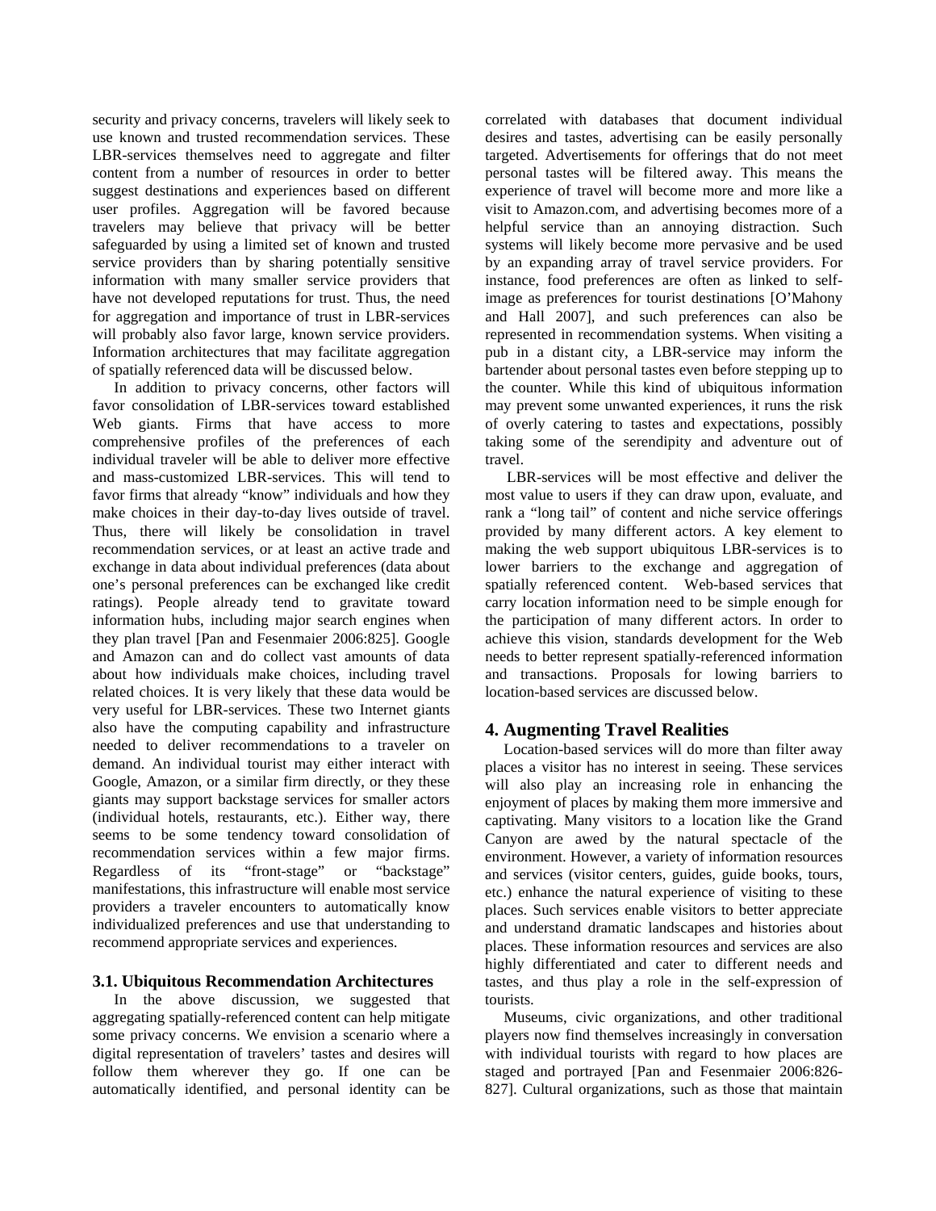security and privacy concerns, travelers will likely seek to use known and trusted recommendation services. These LBR-services themselves need to aggregate and filter content from a number of resources in order to better suggest destinations and experiences based on different user profiles. Aggregation will be favored because travelers may believe that privacy will be better safeguarded by using a limited set of known and trusted service providers than by sharing potentially sensitive information with many smaller service providers that have not developed reputations for trust. Thus, the need for aggregation and importance of trust in LBR-services will probably also favor large, known service providers. Information architectures that may facilitate aggregation of spatially referenced data will be discussed below.

In addition to privacy concerns, other factors will favor consolidation of LBR-services toward established Web giants. Firms that have access to more comprehensive profiles of the preferences of each individual traveler will be able to deliver more effective and mass-customized LBR-services. This will tend to favor firms that already "know" individuals and how they make choices in their day-to-day lives outside of travel. Thus, there will likely be consolidation in travel recommendation services, or at least an active trade and exchange in data about individual preferences (data about one's personal preferences can be exchanged like credit ratings). People already tend to gravitate toward information hubs, including major search engines when they plan travel [Pan and Fesenmaier 2006:825]. Google and Amazon can and do collect vast amounts of data about how individuals make choices, including travel related choices. It is very likely that these data would be very useful for LBR-services. These two Internet giants also have the computing capability and infrastructure needed to deliver recommendations to a traveler on demand. An individual tourist may either interact with Google, Amazon, or a similar firm directly, or they these giants may support backstage services for smaller actors (individual hotels, restaurants, etc.). Either way, there seems to be some tendency toward consolidation of recommendation services within a few major firms. Regardless of its "front-stage" or "backstage" manifestations, this infrastructure will enable most service providers a traveler encounters to automatically know individualized preferences and use that understanding to recommend appropriate services and experiences.

### 3.1. Ubiquitous Recommendation Architectures

In the above discussion, we suggested that aggregating spatially-referenced content can help mitigate some privacy concerns. We envision a scenario where a digital representation of travelers' tastes and desires will follow them wherever they go. If one can be automatically identified, and personal identity can be correlated with databases that document individual desires and tastes, advertising can be easily personally targeted. Advertisements for offerings that do not meet personal tastes will be filtered away. This means the experience of travel will become more and more like a visit to Amazon.com, and advertising becomes more of a helpful service than an annoying distraction. Such systems will likely become more pervasive and be used by an expanding array of travel service providers. For instance, food preferences are often as linked to self-image as preferences for tourist destinations [O'Mahony and Hall 2007], and such preferences can also be represented in recommendation systems. When visiting a pub in a distant city, a LBR-service may inform the bartender about personal tastes even before stepping up to the counter. While this kind of ubiquitous information may prevent some unwanted experiences, it runs the risk of overly catering to tastes and expectations, possibly taking some of the serendipity and adventure out of travel.

LBR-services will be most effective and deliver the most value to users if they can draw upon, evaluate, and rank a "long tail" of content and niche service offerings provided by many different actors. A key element to making the web support ubiquitous LBR-services is to lower barriers to the exchange and aggregation of spatially referenced content. Web-based services that carry location information need to be simple enough for the participation of many different actors. In order to achieve this vision, standards development for the Web needs to better represent spatially-referenced information and transactions. Proposals for lowing barriers to location-based services are discussed below.

## 4. Augmenting Travel Realities

Location-based services will do more than filter away places a visitor has no interest in seeing. These services will also play an increasing role in enhancing the enjoyment of places by making them more immersive and captivating. Many visitors to a location like the Grand Canyon are awed by the natural spectacle of the environment. However, a variety of information resources and services (visitor centers, guides, guide books, tours, etc.) enhance the natural experience of visiting to these places. Such services enable visitors to better appreciate and understand dramatic landscapes and histories about places. These information resources and services are also highly differentiated and cater to different needs and tastes, and thus play a role in the self-expression of tourists.

Museums, civic organizations, and other traditional players now find themselves increasingly in conversation with individual tourists with regard to how places are staged and portrayed [Pan and Fesenmaier 2006:826-827]. Cultural organizations, such as those that maintain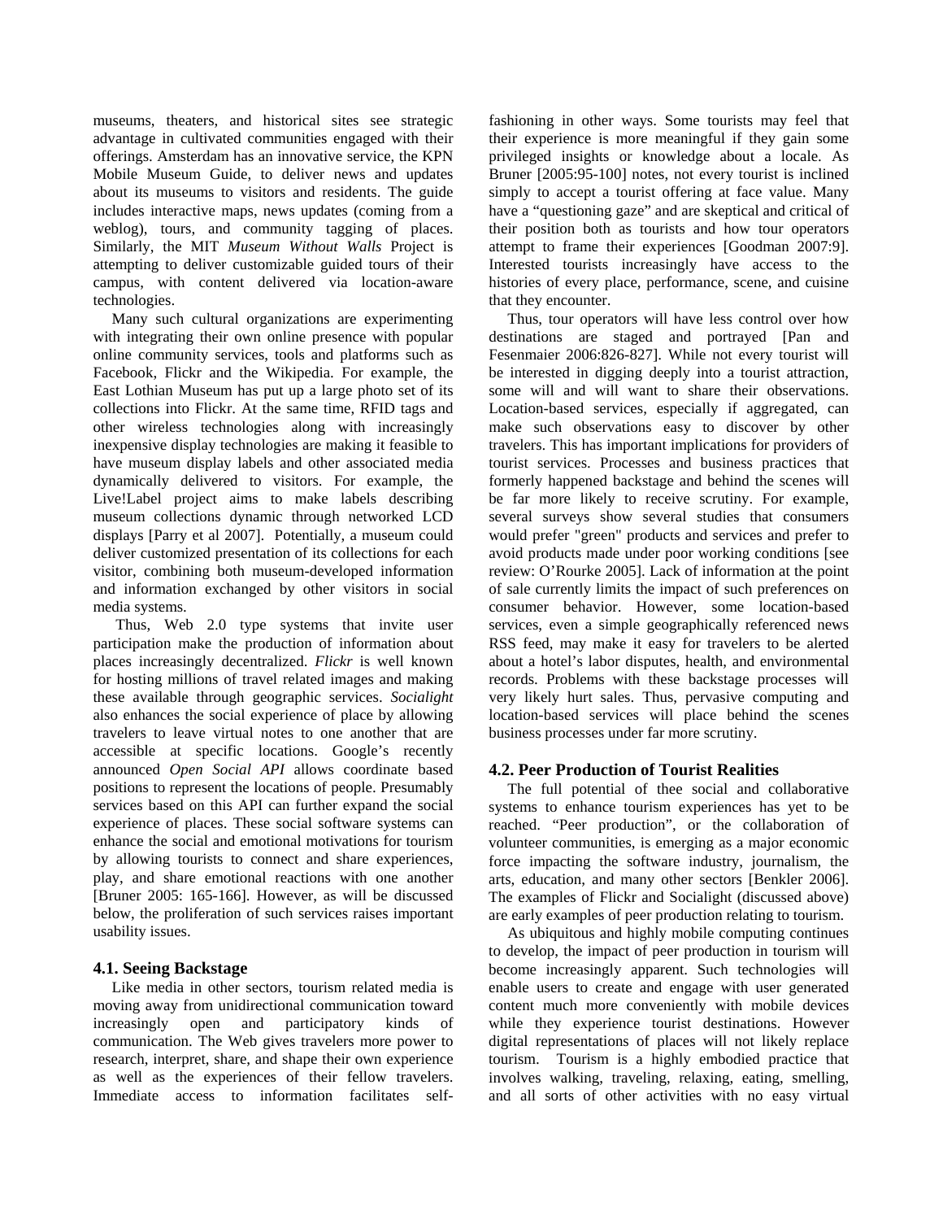museums, theaters, and historical sites see strategic advantage in cultivated communities engaged with their offerings. Amsterdam has an innovative service, the KPN Mobile Museum Guide, to deliver news and updates about its museums to visitors and residents. The guide includes interactive maps, news updates (coming from a weblog), tours, and community tagging of places. Similarly, the MIT *Museum Without Walls* Project is attempting to deliver customizable guided tours of their campus, with content delivered via location-aware technologies.

Many such cultural organizations are experimenting with integrating their own online presence with popular online community services, tools and platforms such as Facebook, Flickr and the Wikipedia. For example, the East Lothian Museum has put up a large photo set of its collections into Flickr. At the same time, RFID tags and other wireless technologies along with increasingly inexpensive display technologies are making it feasible to have museum display labels and other associated media dynamically delivered to visitors. For example, the Live!Label project aims to make labels describing museum collections dynamic through networked LCD displays [Parry et al 2007]. Potentially, a museum could deliver customized presentation of its collections for each visitor, combining both museum-developed information and information exchanged by other visitors in social media systems.

Thus, Web 2.0 type systems that invite user participation make the production of information about places increasingly decentralized. *Flickr* is well known for hosting millions of travel related images and making these available through geographic services. *Socialight* also enhances the social experience of place by allowing travelers to leave virtual notes to one another that are accessible at specific locations. Google's recently announced *Open Social API* allows coordinate based positions to represent the locations of people. Presumably services based on this API can further expand the social experience of places. These social software systems can enhance the social and emotional motivations for tourism by allowing tourists to connect and share experiences, play, and share emotional reactions with one another [Bruner 2005: 165-166]. However, as will be discussed below, the proliferation of such services raises important usability issues.

### 4.1. Seeing Backstage

Like media in other sectors, tourism related media is moving away from unidirectional communication toward increasingly open and participatory kinds of communication. The Web gives travelers more power to research, interpret, share, and shape their own experience as well as the experiences of their fellow travelers. Immediate access to information facilitates self-fashioning in other ways. Some tourists may feel that their experience is more meaningful if they gain some privileged insights or knowledge about a locale. As Bruner [2005:95-100] notes, not every tourist is inclined simply to accept a tourist offering at face value. Many have a "questioning gaze" and are skeptical and critical of their position both as tourists and how tour operators attempt to frame their experiences [Goodman 2007:9]. Interested tourists increasingly have access to the histories of every place, performance, scene, and cuisine that they encounter.

Thus, tour operators will have less control over how destinations are staged and portrayed [Pan and Fesenmaier 2006:826-827]. While not every tourist will be interested in digging deeply into a tourist attraction, some will and will want to share their observations. Location-based services, especially if aggregated, can make such observations easy to discover by other travelers. This has important implications for providers of tourist services. Processes and business practices that formerly happened backstage and behind the scenes will be far more likely to receive scrutiny. For example, several surveys show several studies that consumers would prefer "green" products and services and prefer to avoid products made under poor working conditions [see review: O'Rourke 2005]. Lack of information at the point of sale currently limits the impact of such preferences on consumer behavior. However, some location-based services, even a simple geographically referenced news RSS feed, may make it easy for travelers to be alerted about a hotel's labor disputes, health, and environmental records. Problems with these backstage processes will very likely hurt sales. Thus, pervasive computing and location-based services will place behind the scenes business processes under far more scrutiny.

### 4.2. Peer Production of Tourist Realities

The full potential of thee social and collaborative systems to enhance tourism experiences has yet to be reached. "Peer production", or the collaboration of volunteer communities, is emerging as a major economic force impacting the software industry, journalism, the arts, education, and many other sectors [Benkler 2006]. The examples of Flickr and Socialight (discussed above) are early examples of peer production relating to tourism.

As ubiquitous and highly mobile computing continues to develop, the impact of peer production in tourism will become increasingly apparent. Such technologies will enable users to create and engage with user generated content much more conveniently with mobile devices while they experience tourist destinations. However digital representations of places will not likely replace tourism. Tourism is a highly embodied practice that involves walking, traveling, relaxing, eating, smelling, and all sorts of other activities with no easy virtual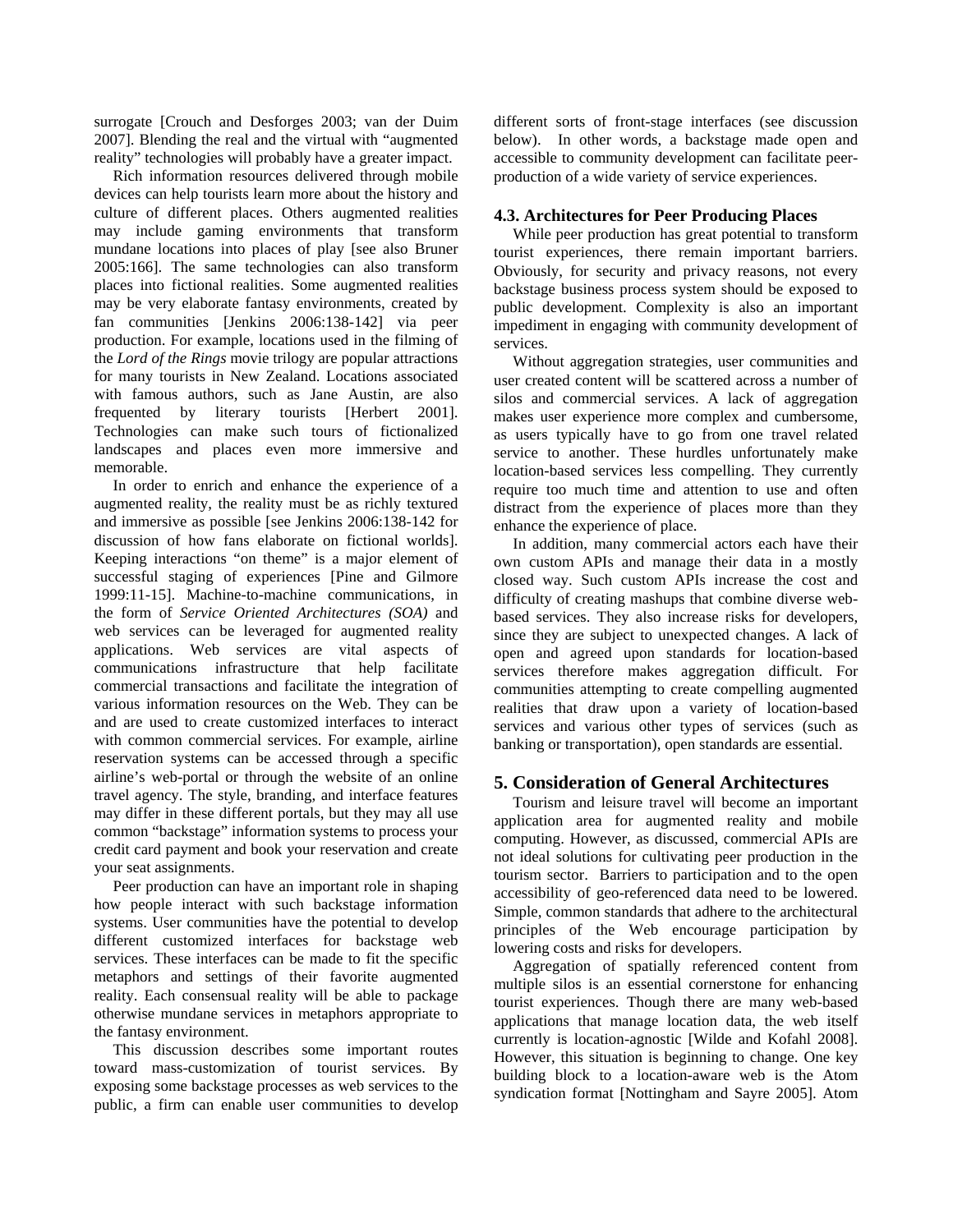surrogate [Crouch and Desforges 2003; van der Duim 2007]. Blending the real and the virtual with "augmented reality" technologies will probably have a greater impact.

Rich information resources delivered through mobile devices can help tourists learn more about the history and culture of different places. Others augmented realities may include gaming environments that transform mundane locations into places of play [see also Bruner 2005:166]. The same technologies can also transform places into fictional realities. Some augmented realities may be very elaborate fantasy environments, created by fan communities [Jenkins 2006:138-142] via peer production. For example, locations used in the filming of the *Lord of the Rings* movie trilogy are popular attractions for many tourists in New Zealand. Locations associated with famous authors, such as Jane Austin, are also frequented by literary tourists [Herbert 2001]. Technologies can make such tours of fictionalized landscapes and places even more immersive and memorable.

In order to enrich and enhance the experience of a augmented reality, the reality must be as richly textured and immersive as possible [see Jenkins 2006:138-142 for discussion of how fans elaborate on fictional worlds]. Keeping interactions "on theme" is a major element of successful staging of experiences [Pine and Gilmore 1999:11-15]. Machine-to-machine communications, in the form of *Service Oriented Architectures (SOA)* and web services can be leveraged for augmented reality applications. Web services are vital aspects of communications infrastructure that help facilitate commercial transactions and facilitate the integration of various information resources on the Web. They can be and are used to create customized interfaces to interact with common commercial services. For example, airline reservation systems can be accessed through a specific airline's web-portal or through the website of an online travel agency. The style, branding, and interface features may differ in these different portals, but they may all use common "backstage" information systems to process your credit card payment and book your reservation and create your seat assignments.

Peer production can have an important role in shaping how people interact with such backstage information systems. User communities have the potential to develop different customized interfaces for backstage web services. These interfaces can be made to fit the specific metaphors and settings of their favorite augmented reality. Each consensual reality will be able to package otherwise mundane services in metaphors appropriate to the fantasy environment.

This discussion describes some important routes toward mass-customization of tourist services. By exposing some backstage processes as web services to the public, a firm can enable user communities to develop different sorts of front-stage interfaces (see discussion below). In other words, a backstage made open and accessible to community development can facilitate peer-production of a wide variety of service experiences.

### 4.3. Architectures for Peer Producing Places

While peer production has great potential to transform tourist experiences, there remain important barriers. Obviously, for security and privacy reasons, not every backstage business process system should be exposed to public development. Complexity is also an important impediment in engaging with community development of services.

Without aggregation strategies, user communities and user created content will be scattered across a number of silos and commercial services. A lack of aggregation makes user experience more complex and cumbersome, as users typically have to go from one travel related service to another. These hurdles unfortunately make location-based services less compelling. They currently require too much time and attention to use and often distract from the experience of places more than they enhance the experience of place.

In addition, many commercial actors each have their own custom APIs and manage their data in a mostly closed way. Such custom APIs increase the cost and difficulty of creating mashups that combine diverse web-based services. They also increase risks for developers, since they are subject to unexpected changes. A lack of open and agreed upon standards for location-based services therefore makes aggregation difficult. For communities attempting to create compelling augmented realities that draw upon a variety of location-based services and various other types of services (such as banking or transportation), open standards are essential.

## 5. Consideration of General Architectures

Tourism and leisure travel will become an important application area for augmented reality and mobile computing. However, as discussed, commercial APIs are not ideal solutions for cultivating peer production in the tourism sector. Barriers to participation and to the open accessibility of geo-referenced data need to be lowered. Simple, common standards that adhere to the architectural principles of the Web encourage participation by lowering costs and risks for developers.

Aggregation of spatially referenced content from multiple silos is an essential cornerstone for enhancing tourist experiences. Though there are many web-based applications that manage location data, the web itself currently is location-agnostic [Wilde and Kofahl 2008]. However, this situation is beginning to change. One key building block to a location-aware web is the Atom syndication format [Nottingham and Sayre 2005]. Atom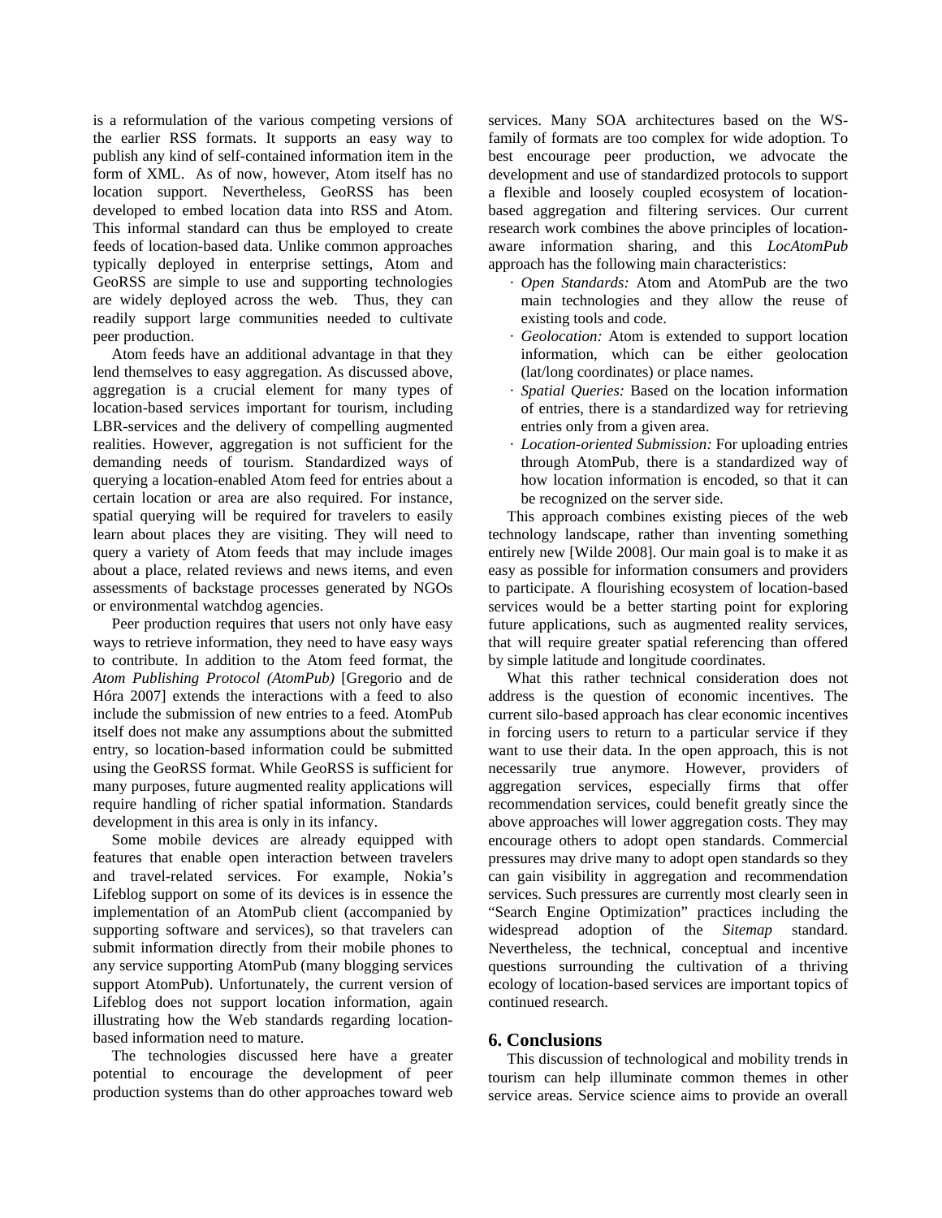is a reformulation of the various competing versions of the earlier RSS formats. It supports an easy way to publish any kind of self-contained information item in the form of XML. As of now, however, Atom itself has no location support. Nevertheless, GeoRSS has been developed to embed location data into RSS and Atom. This informal standard can thus be employed to create feeds of location-based data. Unlike common approaches typically deployed in enterprise settings, Atom and GeoRSS are simple to use and supporting technologies are widely deployed across the web. Thus, they can readily support large communities needed to cultivate peer production.

Atom feeds have an additional advantage in that they lend themselves to easy aggregation. As discussed above, aggregation is a crucial element for many types of location-based services important for tourism, including LBR-services and the delivery of compelling augmented realities. However, aggregation is not sufficient for the demanding needs of tourism. Standardized ways of querying a location-enabled Atom feed for entries about a certain location or area are also required. For instance, spatial querying will be required for travelers to easily learn about places they are visiting. They will need to query a variety of Atom feeds that may include images about a place, related reviews and news items, and even assessments of backstage processes generated by NGOs or environmental watchdog agencies.

Peer production requires that users not only have easy ways to retrieve information, they need to have easy ways to contribute. In addition to the Atom feed format, the *Atom Publishing Protocol (AtomPub)* [Gregorio and de Hóra 2007] extends the interactions with a feed to also include the submission of new entries to a feed. AtomPub itself does not make any assumptions about the submitted entry, so location-based information could be submitted using the GeoRSS format. While GeoRSS is sufficient for many purposes, future augmented reality applications will require handling of richer spatial information. Standards development in this area is only in its infancy.

Some mobile devices are already equipped with features that enable open interaction between travelers and travel-related services. For example, Nokia's Lifeblog support on some of its devices is in essence the implementation of an AtomPub client (accompanied by supporting software and services), so that travelers can submit information directly from their mobile phones to any service supporting AtomPub (many blogging services support AtomPub). Unfortunately, the current version of Lifeblog does not support location information, again illustrating how the Web standards regarding location-based information need to mature.

The technologies discussed here have a greater potential to encourage the development of peer production systems than do other approaches toward web services. Many SOA architectures based on the WS-family of formats are too complex for wide adoption. To best encourage peer production, we advocate the development and use of standardized protocols to support a flexible and loosely coupled ecosystem of location-based aggregation and filtering services. Our current research work combines the above principles of location-aware information sharing, and this *LocAtomPub* approach has the following main characteristics:

- *Open Standards:* Atom and AtomPub are the two main technologies and they allow the reuse of existing tools and code.
- *Geolocation:* Atom is extended to support location information, which can be either geolocation (lat/long coordinates) or place names.
- *Spatial Queries:* Based on the location information of entries, there is a standardized way for retrieving entries only from a given area.
- *Location-oriented Submission:* For uploading entries through AtomPub, there is a standardized way of how location information is encoded, so that it can be recognized on the server side.

This approach combines existing pieces of the web technology landscape, rather than inventing something entirely new [Wilde 2008]. Our main goal is to make it as easy as possible for information consumers and providers to participate. A flourishing ecosystem of location-based services would be a better starting point for exploring future applications, such as augmented reality services, that will require greater spatial referencing than offered by simple latitude and longitude coordinates.

What this rather technical consideration does not address is the question of economic incentives. The current silo-based approach has clear economic incentives in forcing users to return to a particular service if they want to use their data. In the open approach, this is not necessarily true anymore. However, providers of aggregation services, especially firms that offer recommendation services, could benefit greatly since the above approaches will lower aggregation costs. They may encourage others to adopt open standards. Commercial pressures may drive many to adopt open standards so they can gain visibility in aggregation and recommendation services. Such pressures are currently most clearly seen in "Search Engine Optimization" practices including the widespread adoption of the *Sitemap* standard. Nevertheless, the technical, conceptual and incentive questions surrounding the cultivation of a thriving ecology of location-based services are important topics of continued research.

## 6. Conclusions

This discussion of technological and mobility trends in tourism can help illuminate common themes in other service areas. Service science aims to provide an overall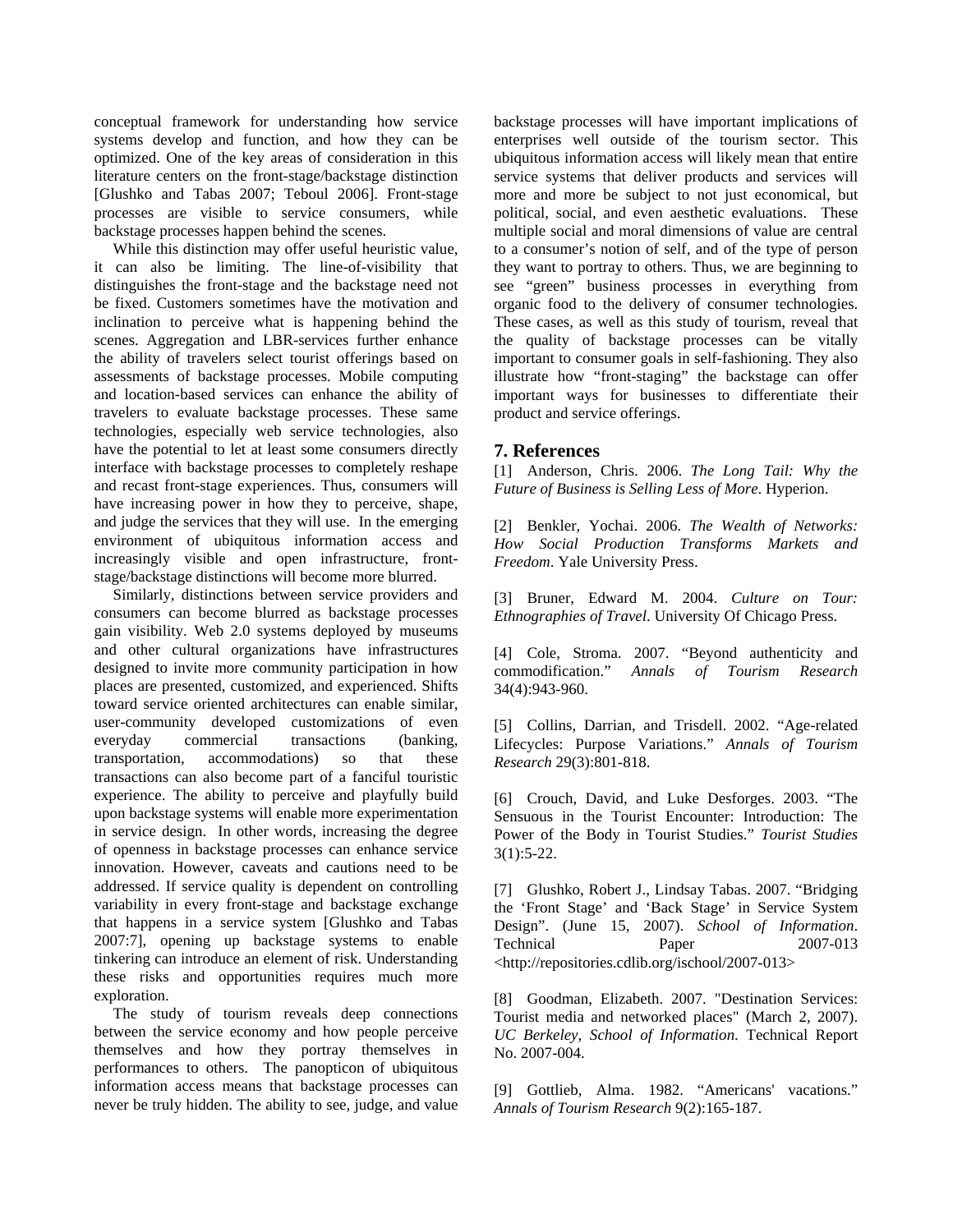conceptual framework for understanding how service systems develop and function, and how they can be optimized. One of the key areas of consideration in this literature centers on the front-stage/backstage distinction [Glushko and Tabas 2007; Teboul 2006]. Front-stage processes are visible to service consumers, while backstage processes happen behind the scenes.

While this distinction may offer useful heuristic value, it can also be limiting. The line-of-visibility that distinguishes the front-stage and the backstage need not be fixed. Customers sometimes have the motivation and inclination to perceive what is happening behind the scenes. Aggregation and LBR-services further enhance the ability of travelers select tourist offerings based on assessments of backstage processes. Mobile computing and location-based services can enhance the ability of travelers to evaluate backstage processes. These same technologies, especially web service technologies, also have the potential to let at least some consumers directly interface with backstage processes to completely reshape and recast front-stage experiences. Thus, consumers will have increasing power in how they to perceive, shape, and judge the services that they will use. In the emerging environment of ubiquitous information access and increasingly visible and open infrastructure, front-stage/backstage distinctions will become more blurred.

Similarly, distinctions between service providers and consumers can become blurred as backstage processes gain visibility. Web 2.0 systems deployed by museums and other cultural organizations have infrastructures designed to invite more community participation in how places are presented, customized, and experienced. Shifts toward service oriented architectures can enable similar, user-community developed customizations of even everyday commercial transactions (banking, transportation, accommodations) so that these transactions can also become part of a fanciful touristic experience. The ability to perceive and playfully build upon backstage systems will enable more experimentation in service design. In other words, increasing the degree of openness in backstage processes can enhance service innovation. However, caveats and cautions need to be addressed. If service quality is dependent on controlling variability in every front-stage and backstage exchange that happens in a service system [Glushko and Tabas 2007:7], opening up backstage systems to enable tinkering can introduce an element of risk. Understanding these risks and opportunities requires much more exploration.

The study of tourism reveals deep connections between the service economy and how people perceive themselves and how they portray themselves in performances to others. The panopticon of ubiquitous information access means that backstage processes can never be truly hidden. The ability to see, judge, and value backstage processes will have important implications of enterprises well outside of the tourism sector. This ubiquitous information access will likely mean that entire service systems that deliver products and services will more and more be subject to not just economical, but political, social, and even aesthetic evaluations. These multiple social and moral dimensions of value are central to a consumer's notion of self, and of the type of person they want to portray to others. Thus, we are beginning to see "green" business processes in everything from organic food to the delivery of consumer technologies. These cases, as well as this study of tourism, reveal that the quality of backstage processes can be vitally important to consumer goals in self-fashioning. They also illustrate how "front-staging" the backstage can offer important ways for businesses to differentiate their product and service offerings.

## 7. References

[1] Anderson, Chris. 2006. *The Long Tail: Why the Future of Business is Selling Less of More*. Hyperion.

[2] Benkler, Yochai. 2006. *The Wealth of Networks: How Social Production Transforms Markets and Freedom*. Yale University Press.

[3] Bruner, Edward M. 2004. *Culture on Tour: Ethnographies of Travel*. University Of Chicago Press.

[4] Cole, Stroma. 2007. "Beyond authenticity and commodification." *Annals of Tourism Research* 34(4):943-960.

[5] Collins, Darrian, and Trisdell. 2002. "Age-related Lifecycles: Purpose Variations." *Annals of Tourism Research* 29(3):801-818.

[6] Crouch, David, and Luke Desforges. 2003. "The Sensuous in the Tourist Encounter: Introduction: The Power of the Body in Tourist Studies." *Tourist Studies* 3(1):5-22.

[7] Glushko, Robert J., Lindsay Tabas. 2007. "Bridging the 'Front Stage' and 'Back Stage' in Service System Design". (June 15, 2007). *School of Information*. Technical Paper 2007-013 <http://repositories.cdlib.org/ischool/2007-013>

[8] Goodman, Elizabeth. 2007. "Destination Services: Tourist media and networked places" (March 2, 2007). *UC Berkeley, School of Information*. Technical Report No. 2007-004.

[9] Gottlieb, Alma. 1982. "Americans' vacations." *Annals of Tourism Research* 9(2):165-187.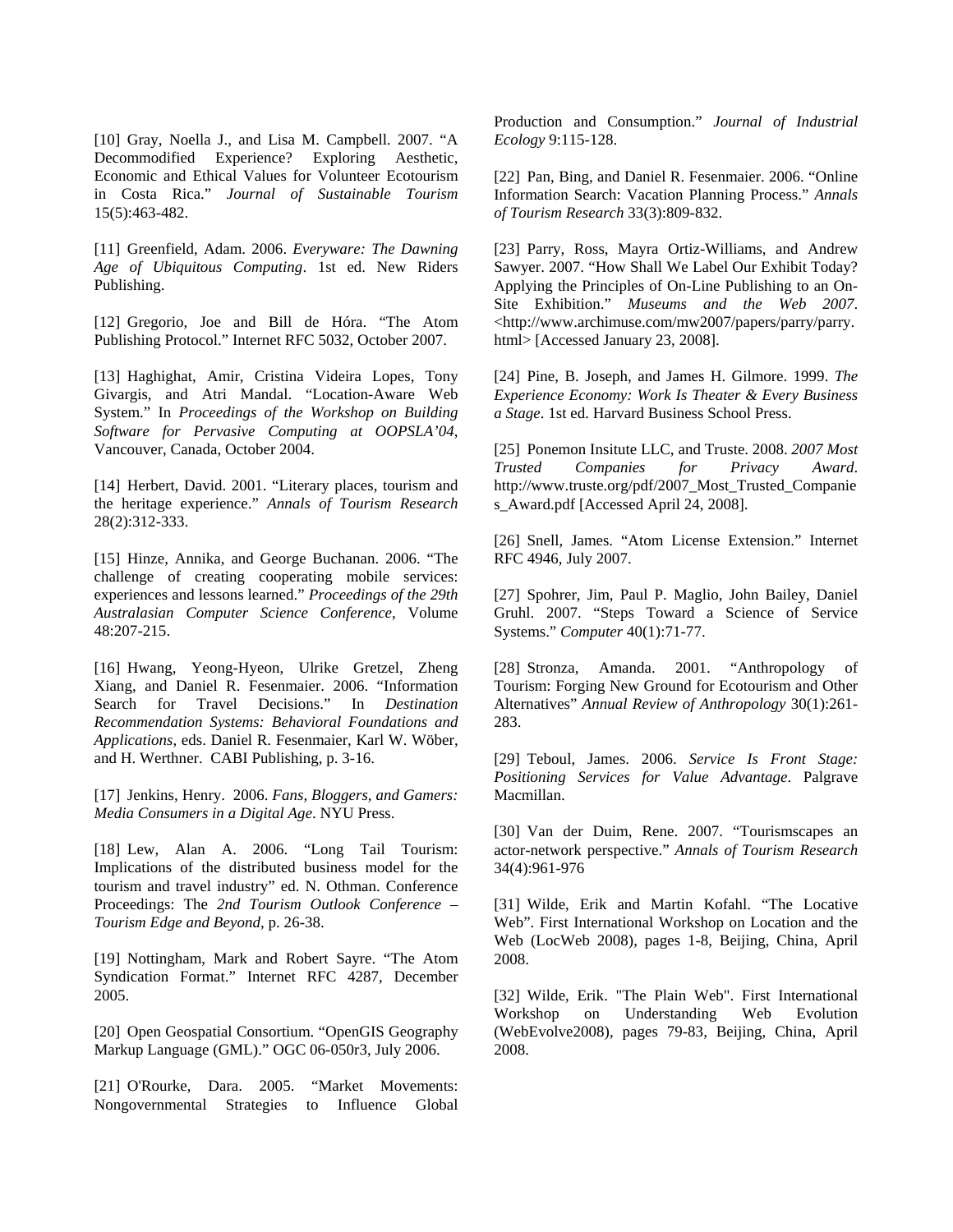[10] Gray, Noella J., and Lisa M. Campbell. 2007. "A Decommodified Experience? Exploring Aesthetic, Economic and Ethical Values for Volunteer Ecotourism in Costa Rica." *Journal of Sustainable Tourism* 15(5):463-482.

[11] Greenfield, Adam. 2006. *Everyware: The Dawning Age of Ubiquitous Computing*. 1st ed. New Riders Publishing.

[12] Gregorio, Joe and Bill de Hóra. "The Atom Publishing Protocol." Internet RFC 5032, October 2007.

[13] Haghighat, Amir, Cristina Videira Lopes, Tony Givargis, and Atri Mandal. "Location-Aware Web System." In *Proceedings of the Workshop on Building Software for Pervasive Computing at OOPSLA'04*, Vancouver, Canada, October 2004.

[14] Herbert, David. 2001. "Literary places, tourism and the heritage experience." *Annals of Tourism Research* 28(2):312-333.

[15] Hinze, Annika, and George Buchanan. 2006. "The challenge of creating cooperating mobile services: experiences and lessons learned." *Proceedings of the 29th Australasian Computer Science Conference*, Volume 48:207-215.

[16] Hwang, Yeong-Hyeon, Ulrike Gretzel, Zheng Xiang, and Daniel R. Fesenmaier. 2006. "Information Search for Travel Decisions." In *Destination Recommendation Systems: Behavioral Foundations and Applications*, eds. Daniel R. Fesenmaier, Karl W. Wöber, and H. Werthner. CABI Publishing, p. 3-16.

[17] Jenkins, Henry. 2006. *Fans, Bloggers, and Gamers: Media Consumers in a Digital Age*. NYU Press.

[18] Lew, Alan A. 2006. "Long Tail Tourism: Implications of the distributed business model for the tourism and travel industry" ed. N. Othman. Conference Proceedings: The *2nd Tourism Outlook Conference – Tourism Edge and Beyond*, p. 26-38.

[19] Nottingham, Mark and Robert Sayre. "The Atom Syndication Format." Internet RFC 4287, December 2005.

[20] Open Geospatial Consortium. "OpenGIS Geography Markup Language (GML)." OGC 06-050r3, July 2006.

[21] O'Rourke, Dara. 2005. "Market Movements: Nongovernmental Strategies to Influence Global Production and Consumption." *Journal of Industrial Ecology* 9:115-128.

[22] Pan, Bing, and Daniel R. Fesenmaier. 2006. "Online Information Search: Vacation Planning Process." *Annals of Tourism Research* 33(3):809-832.

[23] Parry, Ross, Mayra Ortiz-Williams, and Andrew Sawyer. 2007. "How Shall We Label Our Exhibit Today? Applying the Principles of On-Line Publishing to an On-Site Exhibition." *Museums and the Web 2007*. <http://www.archimuse.com/mw2007/papers/parry/parry.html> [Accessed January 23, 2008].

[24] Pine, B. Joseph, and James H. Gilmore. 1999. *The Experience Economy: Work Is Theater & Every Business a Stage*. 1st ed. Harvard Business School Press.

[25] Ponemon Insitute LLC, and Truste. 2008. *2007 Most Trusted Companies for Privacy Award*. http://www.truste.org/pdf/2007_Most_Trusted_Companies_Award.pdf [Accessed April 24, 2008].

[26] Snell, James. "Atom License Extension." Internet RFC 4946, July 2007.

[27] Spohrer, Jim, Paul P. Maglio, John Bailey, Daniel Gruhl. 2007. "Steps Toward a Science of Service Systems." *Computer* 40(1):71-77.

[28] Stronza, Amanda. 2001. "Anthropology of Tourism: Forging New Ground for Ecotourism and Other Alternatives" *Annual Review of Anthropology* 30(1):261-283.

[29] Teboul, James. 2006. *Service Is Front Stage: Positioning Services for Value Advantage*. Palgrave Macmillan.

[30] Van der Duim, Rene. 2007. "Tourismscapes an actor-network perspective." *Annals of Tourism Research* 34(4):961-976

[31] Wilde, Erik and Martin Kofahl. "The Locative Web". First International Workshop on Location and the Web (LocWeb 2008), pages 1-8, Beijing, China, April 2008.

[32] Wilde, Erik. "The Plain Web". First International Workshop on Understanding Web Evolution (WebEvolve2008), pages 79-83, Beijing, China, April 2008.